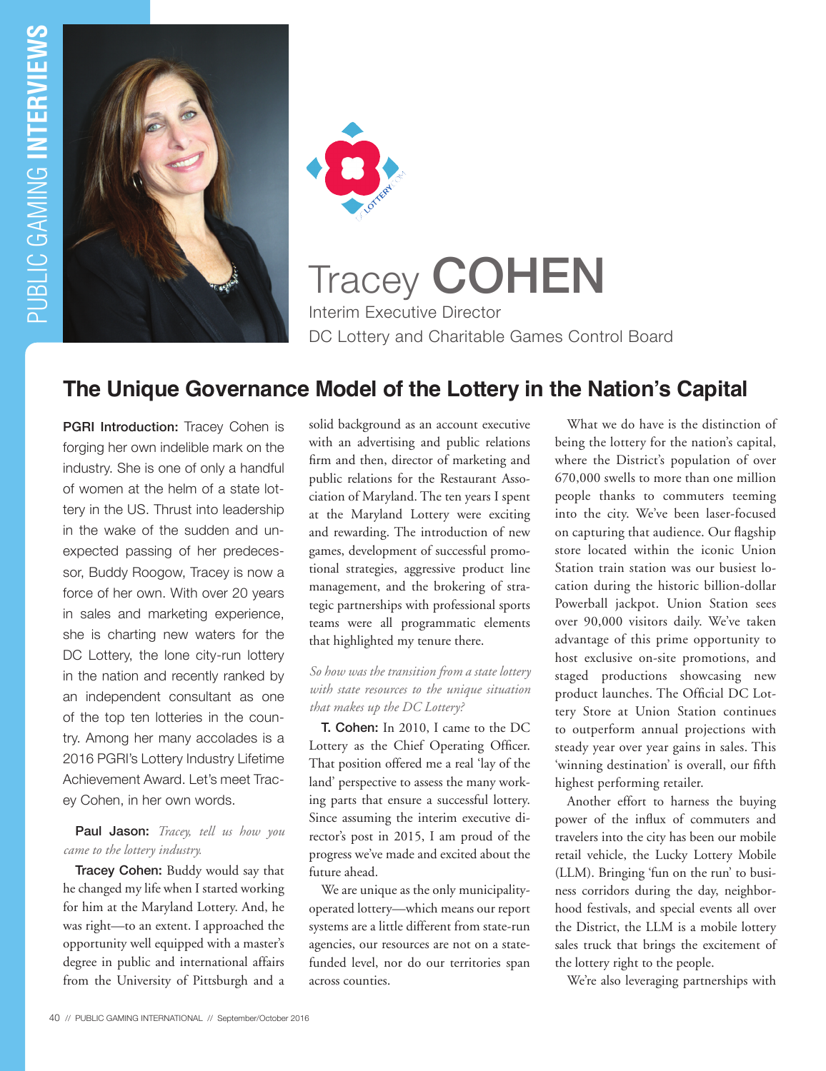# Tracey COHEN

Interim Executive Director

DC Lottery and Charitable Games Control Board

## The Unique Governance Model of the Lottery in the Nation's Capital

**PGRI Introduction:** Tracey Cohen is forging her own indelible mark on the industry. She is one of only a handful of women at the helm of a state lottery in the US. Thrust into leadership in the wake of the sudden and unexpected passing of her predecessor, Buddy Roogow, Tracey is now a force of her own. With over 20 years in sales and marketing experience, she is charting new waters for the DC Lottery, the lone city-run lottery in the nation and recently ranked by an independent consultant as one of the top ten lotteries in the country. Among her many accolades is a 2016 PGRI's Lottery Industry Lifetime Achievement Award. Let's meet Tracey Cohen, in her own words.

**Paul Jason:** *Tracey, tell us how you came to the lottery industry.*

**Tracey Cohen:** Buddy would say that he changed my life when I started working for him at the Maryland Lottery. And, he was right—to an extent. I approached the opportunity well equipped with a master's degree in public and international affairs from the University of Pittsburgh and a solid background as an account executive with an advertising and public relations firm and then, director of marketing and public relations for the Restaurant Association of Maryland. The ten years I spent at the Maryland Lottery were exciting and rewarding. The introduction of new games, development of successful promotional strategies, aggressive product line management, and the brokering of strategic partnerships with professional sports teams were all programmatic elements that highlighted my tenure there.

*So how was the transition from a state lottery with state resources to the unique situation that makes up the DC Lottery?*

**T. Cohen:** In 2010, I came to the DC Lottery as the Chief Operating Officer. That position offered me a real 'lay of the land' perspective to assess the many working parts that ensure a successful lottery. Since assuming the interim executive director's post in 2015, I am proud of the progress we've made and excited about the future ahead.

We are unique as the only municipality-operated lottery—which means our report systems are a little different from state-run agencies, our resources are not on a state-funded level, nor do our territories span across counties.

What we do have is the distinction of being the lottery for the nation's capital, where the District's population of over 670,000 swells to more than one million people thanks to commuters teeming into the city. We've been laser-focused on capturing that audience. Our flagship store located within the iconic Union Station train station was our busiest location during the historic billion-dollar Powerball jackpot. Union Station sees over 90,000 visitors daily. We've taken advantage of this prime opportunity to host exclusive on-site promotions, and staged productions showcasing new product launches. The Official DC Lottery Store at Union Station continues to outperform annual projections with steady year over year gains in sales. This 'winning destination' is overall, our fifth highest performing retailer.

Another effort to harness the buying power of the influx of commuters and travelers into the city has been our mobile retail vehicle, the Lucky Lottery Mobile (LLM). Bringing 'fun on the run' to business corridors during the day, neighborhood festivals, and special events all over the District, the LLM is a mobile lottery sales truck that brings the excitement of the lottery right to the people.

We're also leveraging partnerships with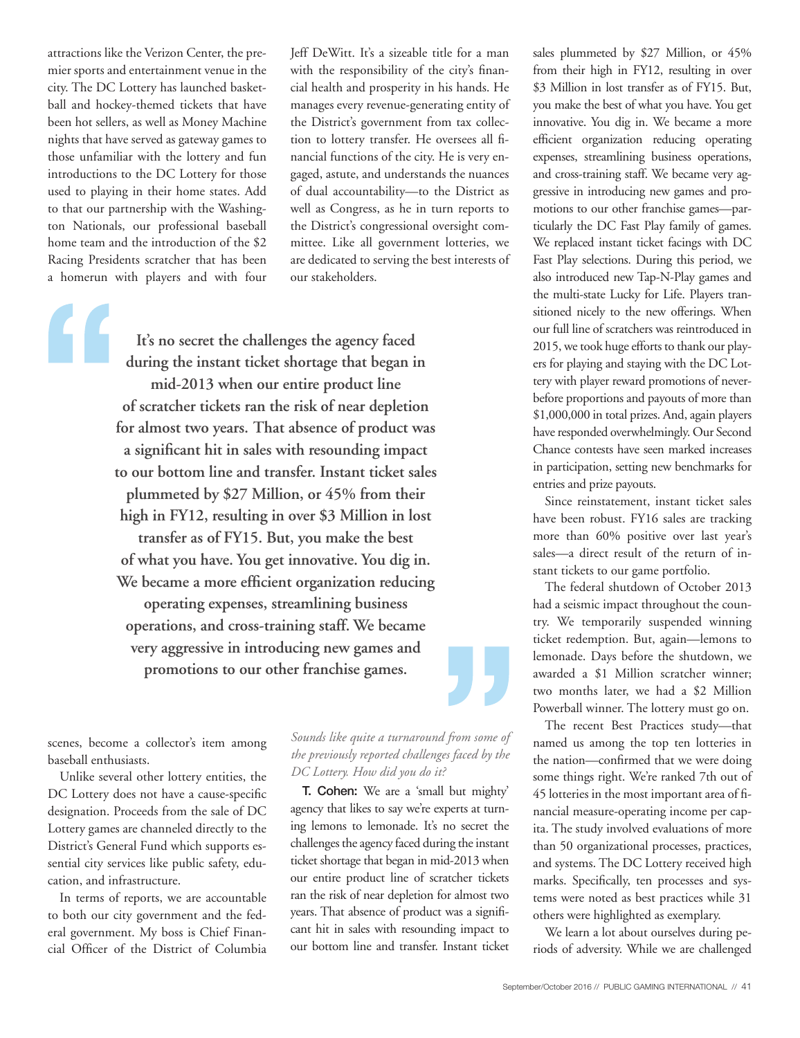attractions like the Verizon Center, the premier sports and entertainment venue in the city. The DC Lottery has launched basketball and hockey-themed tickets that have been hot sellers, as well as Money Machine nights that have served as gateway games to those unfamiliar with the lottery and fun introductions to the DC Lottery for those used to playing in their home states. Add to that our partnership with the Washington Nationals, our professional baseball home team and the introduction of the $2 Racing Presidents scratcher that has been a homerun with players and with four scenes, become a collector's item among baseball enthusiasts.

Unlike several other lottery entities, the DC Lottery does not have a cause-specific designation. Proceeds from the sale of DC Lottery games are channeled directly to the District's General Fund which supports essential city services like public safety, education, and infrastructure.

In terms of reports, we are accountable to both our city government and the federal government. My boss is Chief Financial Officer of the District of Columbia Jeff DeWitt. It's a sizeable title for a man with the responsibility of the city's financial health and prosperity in his hands. He manages every revenue-generating entity of the District's government from tax collection to lottery transfer. He oversees all financial functions of the city. He is very engaged, astute, and understands the nuances of dual accountability—to the District as well as Congress, as he in turn reports to the District's congressional oversight committee. Like all government lotteries, we are dedicated to serving the best interests of our stakeholders.

> **It's no secret the challenges the agency faced during the instant ticket shortage that began in mid-2013 when our entire product line of scratcher tickets ran the risk of near depletion for almost two years. That absence of product was a significant hit in sales with resounding impact to our bottom line and transfer. Instant ticket sales plummeted by $27 Million, or 45% from their high in FY12, resulting in over $3 Million in lost transfer as of FY15. But, you make the best of what you have. You get innovative. You dig in. We became a more efficient organization reducing operating expenses, streamlining business operations, and cross-training staff. We became very aggressive in introducing new games and promotions to our other franchise games.**

*Sounds like quite a turnaround from some of the previously reported challenges faced by the DC Lottery. How did you do it?*

**T. Cohen:** We are a 'small but mighty' agency that likes to say we're experts at turning lemons to lemonade. It's no secret the challenges the agency faced during the instant ticket shortage that began in mid-2013 when our entire product line of scratcher tickets ran the risk of near depletion for almost two years. That absence of product was a significant hit in sales with resounding impact to our bottom line and transfer. Instant ticket sales plummeted by $27 Million, or 45% from their high in FY12, resulting in over $3 Million in lost transfer as of FY15. But, you make the best of what you have. You get innovative. You dig in. We became a more efficient organization reducing operating expenses, streamlining business operations, and cross-training staff. We became very aggressive in introducing new games and promotions to our other franchise games—particularly the DC Fast Play family of games. We replaced instant ticket facings with DC Fast Play selections. During this period, we also introduced new Tap-N-Play games and the multi-state Lucky for Life. Players transitioned nicely to the new offerings. When our full line of scratchers was reintroduced in 2015, we took huge efforts to thank our players for playing and staying with the DC Lottery with player reward promotions of never-before proportions and payouts of more than $1,000,000 in total prizes. And, again players have responded overwhelmingly. Our Second Chance contests have seen marked increases in participation, setting new benchmarks for entries and prize payouts.

Since reinstatement, instant ticket sales have been robust. FY16 sales are tracking more than 60% positive over last year's sales—a direct result of the return of instant tickets to our game portfolio.

The federal shutdown of October 2013 had a seismic impact throughout the country. We temporarily suspended winning ticket redemption. But, again—lemons to lemonade. Days before the shutdown, we awarded a $1 Million scratcher winner; two months later, we had a $2 Million Powerball winner. The lottery must go on.

The recent Best Practices study—that named us among the top ten lotteries in the nation—confirmed that we were doing some things right. We're ranked 7th out of 45 lotteries in the most important area of financial measure-operating income per capita. The study involved evaluations of more than 50 organizational processes, practices, and systems. The DC Lottery received high marks. Specifically, ten processes and systems were noted as best practices while 31 others were highlighted as exemplary.

We learn a lot about ourselves during periods of adversity. While we are challenged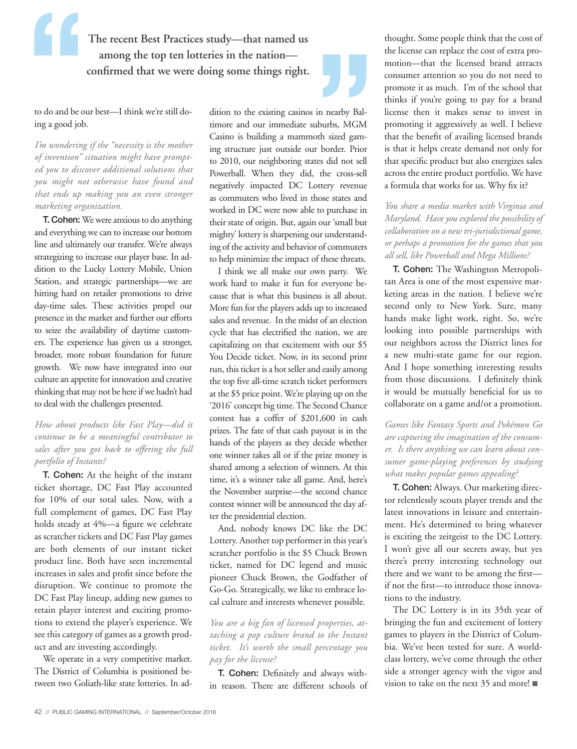> **The recent Best Practices study—that named us among the top ten lotteries in the nation—confirmed that we were doing some things right.**

to do and be our best—I think we're still doing a good job.

*I'm wondering if the "necessity is the mother of invention" situation might have prompted you to discover additional solutions that you might not otherwise have found and that ends up making you an even stronger marketing organization.*

**T. Cohen:** We were anxious to do anything and everything we can to increase our bottom line and ultimately our transfer. We're always strategizing to increase our player base. In addition to the Lucky Lottery Mobile, Union Station, and strategic partnerships—we are hitting hard on retailer promotions to drive day-time sales. These activities propel our presence in the market and further our efforts to seize the availability of daytime customers. The experience has given us a stronger, broader, more robust foundation for future growth. We now have integrated into our culture an appetite for innovation and creative thinking that may not be here if we hadn't had to deal with the challenges presented.

*How about products like Fast Play—did it continue to be a meaningful contributor to sales after you got back to offering the full portfolio of Instants?*

**T. Cohen:** At the height of the instant ticket shortage, DC Fast Play accounted for 10% of our total sales. Now, with a full complement of games, DC Fast Play holds steady at 4%—a figure we celebrate as scratcher tickets and DC Fast Play games are both elements of our instant ticket product line. Both have seen incremental increases in sales and profit since before the disruption. We continue to promote the DC Fast Play lineup, adding new games to retain player interest and exciting promotions to extend the player's experience. We see this category of games as a growth product and are investing accordingly.

We operate in a very competitive market. The District of Columbia is positioned between two Goliath-like state lotteries. In addition to the existing casinos in nearby Baltimore and our immediate suburbs, MGM Casino is building a mammoth sized gaming structure just outside our border. Prior to 2010, our neighboring states did not sell Powerball. When they did, the cross-sell negatively impacted DC Lottery revenue as commuters who lived in those states and worked in DC were now able to purchase in their state of origin. But, again our 'small but mighty' lottery is sharpening our understanding of the activity and behavior of commuters to help minimize the impact of these threats.

I think we all make our own party. We work hard to make it fun for everyone because that is what this business is all about. More fun for the players adds up to increased sales and revenue. In the midst of an election cycle that has electrified the nation, we are capitalizing on that excitement with our $5 You Decide ticket. Now, in its second print run, this ticket is a hot seller and easily among the top five all-time scratch ticket performers at the $5 price point. We're playing up on the '2016' concept big time. The Second Chance contest has a coffer of $201,600 in cash prizes. The fate of that cash payout is in the hands of the players as they decide whether one winner takes all or if the prize money is shared among a selection of winners. At this time, it's a winner take all game. And, here's the November surprise—the second chance contest winner will be announced the day after the presidential election.

And, nobody knows DC like the DC Lottery. Another top performer in this year's scratcher portfolio is the $5 Chuck Brown ticket, named for DC legend and music pioneer Chuck Brown, the Godfather of Go-Go. Strategically, we like to embrace local culture and interests whenever possible.

*You are a big fan of licensed properties, attaching a pop culture brand to the Instant ticket. It's worth the small percentage you pay for the license?*

**T. Cohen:** Definitely and always within reason. There are different schools of thought. Some people think that the cost of the license can replace the cost of extra promotion—that the licensed brand attracts consumer attention so you do not need to promote it as much. I'm of the school that thinks if you're going to pay for a brand license then it makes sense to invest in promoting it aggressively as well. I believe that the benefit of availing licensed brands is that it helps create demand not only for that specific product but also energizes sales across the entire product portfolio. We have a formula that works for us. Why fix it?

*You share a media market with Virginia and Maryland. Have you explored the possibility of collaboration on a new tri-jurisdictional game, or perhaps a promotion for the games that you all sell, like Powerball and Mega Millions?*

**T. Cohen:** The Washington Metropolitan Area is one of the most expensive marketing areas in the nation. I believe we're second only to New York. Sure, many hands make light work, right. So, we're looking into possible partnerships with our neighbors across the District lines for a new multi-state game for our region. And I hope something interesting results from those discussions. I definitely think it would be mutually beneficial for us to collaborate on a game and/or a promotion.

*Games like Fantasy Sports and Pokémon Go are capturing the imagination of the consumer. Is there anything we can learn about consumer game-playing preferences by studying what makes popular games appealing?*

**T. Cohen:** Always. Our marketing director relentlessly scouts player trends and the latest innovations in leisure and entertainment. He's determined to bring whatever is exciting the zeitgeist to the DC Lottery. I won't give all our secrets away, but yes there's pretty interesting technology out there and we want to be among the first—if not the first—to introduce those innovations to the industry.

The DC Lottery is in its 35th year of bringing the fun and excitement of lottery games to players in the District of Columbia. We've been tested for sure. A world-class lottery, we've come through the other side a stronger agency with the vigor and vision to take on the next 35 and more! ■